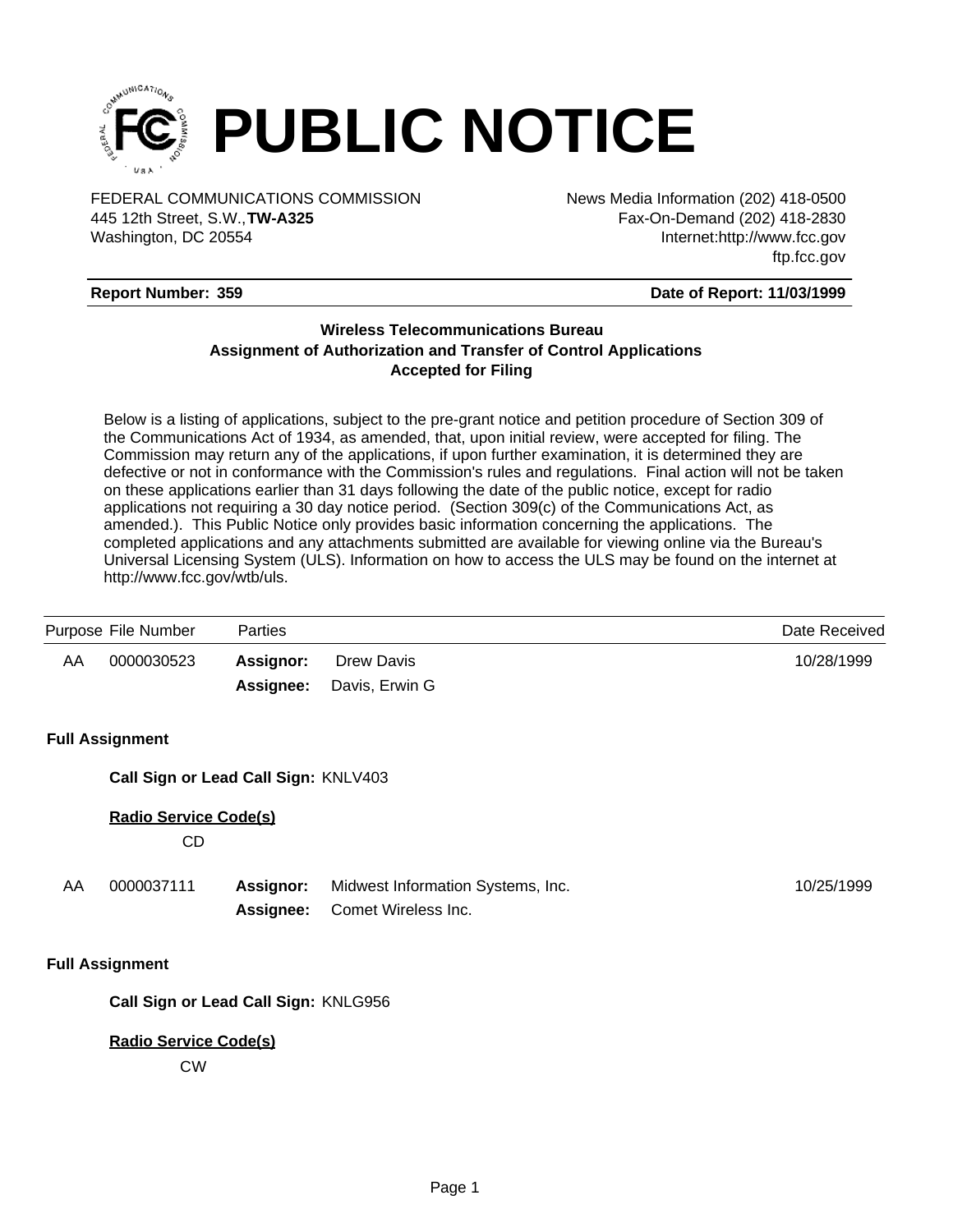# PUBLIC NOTICE

FEDERAL COMMUNICATIONS COMMISSION
445 12th Street, S.W.,**TW-A325**
Washington, DC 20554

News Media Information (202) 418-0500
Fax-On-Demand (202) 418-2830
Internet:http://www.fcc.gov
ftp.fcc.gov

**Report Number: 359** **Date of Report: 11/03/1999**

**Wireless Telecommunications Bureau**
**Assignment of Authorization and Transfer of Control Applications**
**Accepted for Filing**

Below is a listing of applications, subject to the pre-grant notice and petition procedure of Section 309 of the Communications Act of 1934, as amended, that, upon initial review, were accepted for filing. The Commission may return any of the applications, if upon further examination, it is determined they are defective or not in conformance with the Commission's rules and regulations. Final action will not be taken on these applications earlier than 31 days following the date of the public notice, except for radio applications not requiring a 30 day notice period. (Section 309(c) of the Communications Act, as amended.). This Public Notice only provides basic information concerning the applications. The completed applications and any attachments submitted are available for viewing online via the Bureau's Universal Licensing System (ULS). Information on how to access the ULS may be found on the internet at http://www.fcc.gov/wtb/uls.

| Purpose | File Number | Parties | | Date Received |
|---|---|---|---|---|
| AA | 0000030523 | **Assignor:** | Drew Davis | 10/28/1999 |
| | | **Assignee:** | Davis, Erwin G | |

**Full Assignment**

**Call Sign or Lead Call Sign:** KNLV403

**Radio Service Code(s)**

CD

| Purpose | File Number | Parties | | Date Received |
|---|---|---|---|---|
| AA | 0000037111 | **Assignor:** | Midwest Information Systems, Inc. | 10/25/1999 |
| | | **Assignee:** | Comet Wireless Inc. | |

**Full Assignment**

**Call Sign or Lead Call Sign:** KNLG956

**Radio Service Code(s)**

CW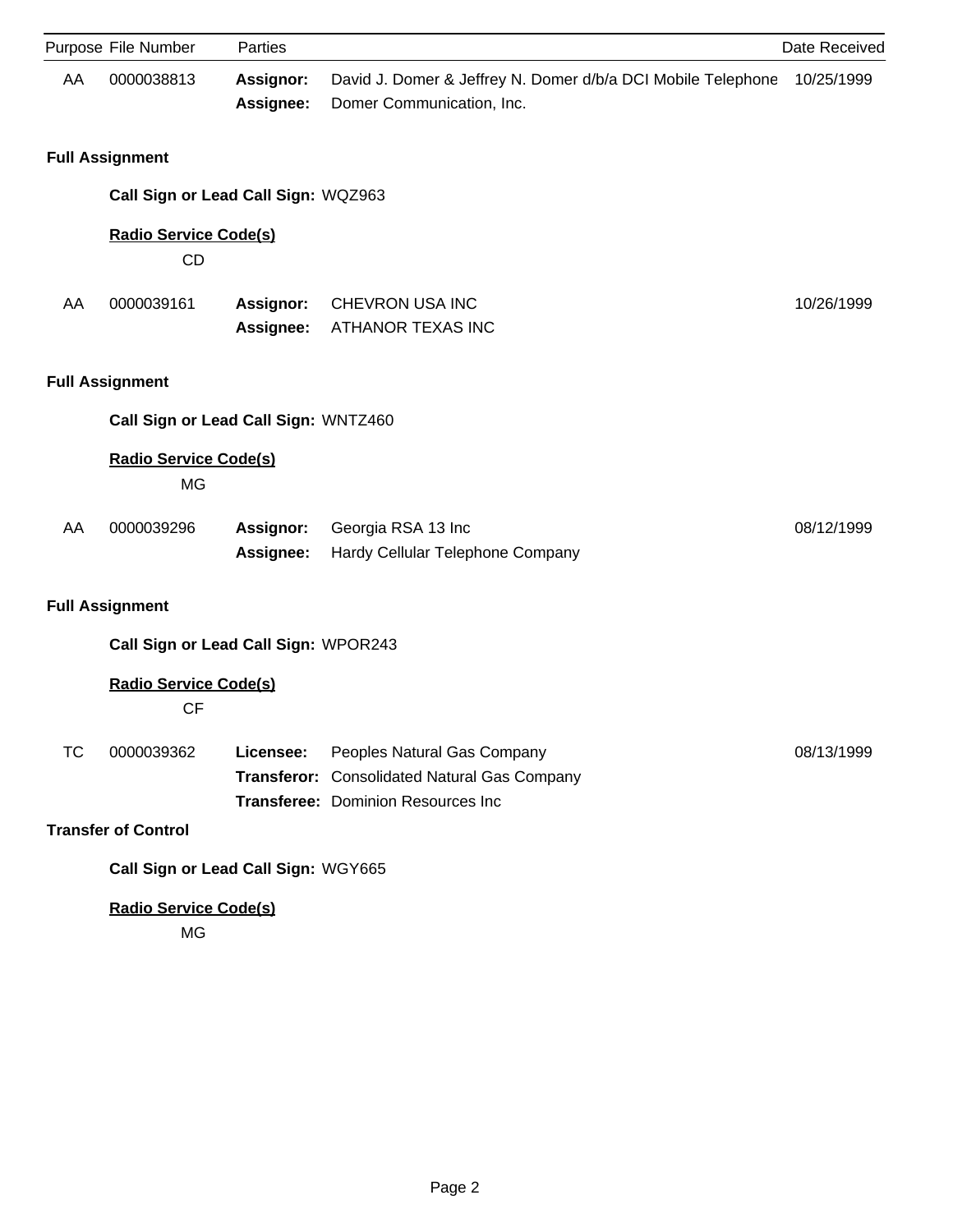| Purpose | File Number | Parties | | Date Received |
|---|---|---|---|---|
| AA | 0000038813 | **Assignor:** | David J. Domer & Jeffrey N. Domer d/b/a DCI Mobile Telephone | 10/25/1999 |
| | | **Assignee:** | Domer Communication, Inc. | |

**Full Assignment**

**Call Sign or Lead Call Sign:** WQZ963

**Radio Service Code(s)**

CD

| Purpose | File Number | Parties | | Date Received |
|---|---|---|---|---|
| AA | 0000039161 | **Assignor:** | CHEVRON USA INC | 10/26/1999 |
| | | **Assignee:** | ATHANOR TEXAS INC | |

**Full Assignment**

**Call Sign or Lead Call Sign:** WNTZ460

**Radio Service Code(s)**

MG

| Purpose | File Number | Parties | | Date Received |
|---|---|---|---|---|
| AA | 0000039296 | **Assignor:** | Georgia RSA 13 Inc | 08/12/1999 |
| | | **Assignee:** | Hardy Cellular Telephone Company | |

**Full Assignment**

**Call Sign or Lead Call Sign:** WPOR243

**Radio Service Code(s)**

CF

| Purpose | File Number | Parties | | Date Received |
|---|---|---|---|---|
| TC | 0000039362 | **Licensee:** | Peoples Natural Gas Company | 08/13/1999 |
| | | **Transferor:** | Consolidated Natural Gas Company | |
| | | **Transferee:** | Dominion Resources Inc | |

**Transfer of Control**

**Call Sign or Lead Call Sign:** WGY665

**Radio Service Code(s)**

MG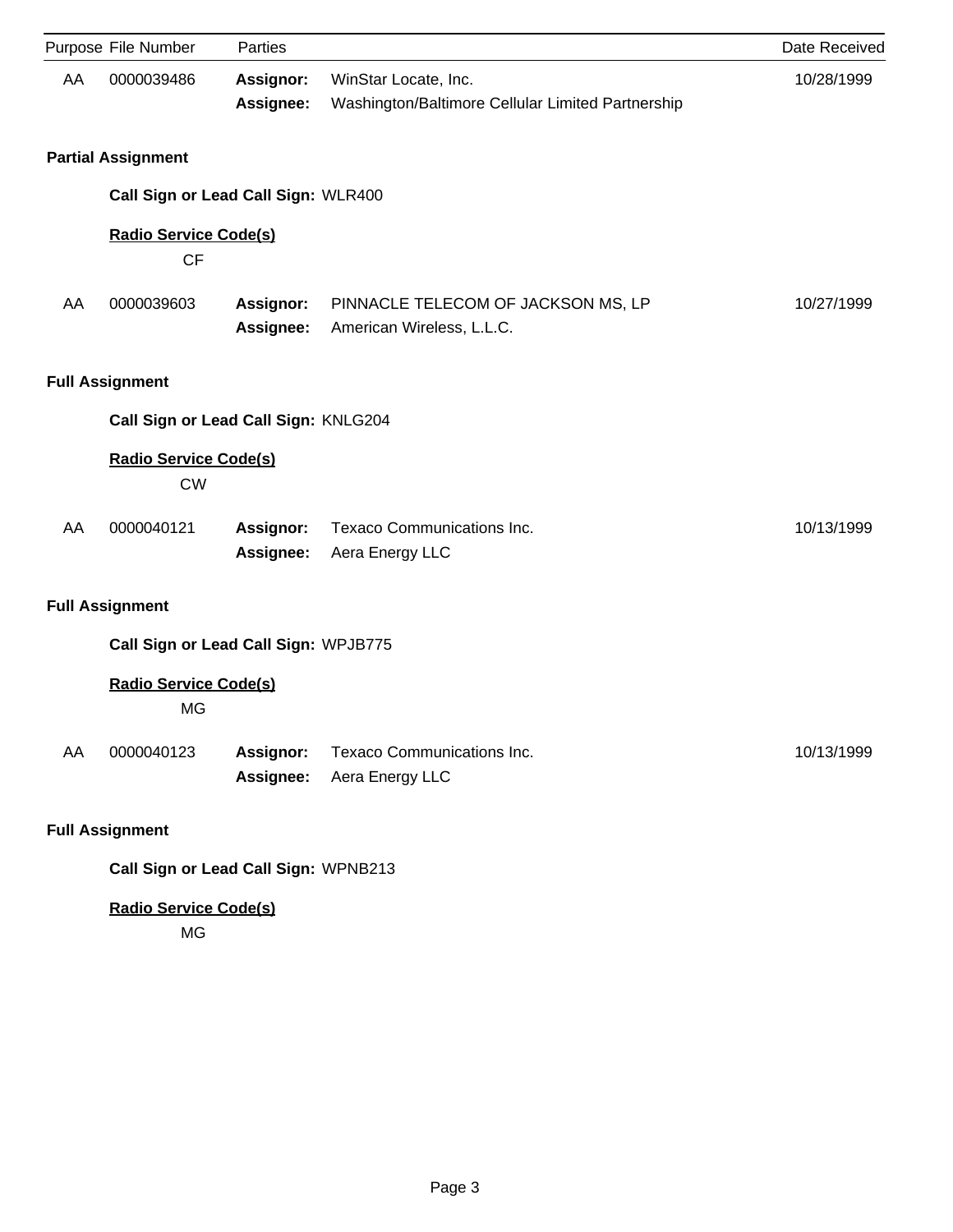| Purpose | File Number | Parties | | Date Received |
|---|---|---|---|---|
| AA | 0000039486 | **Assignor:** | WinStar Locate, Inc. | 10/28/1999 |
| | | **Assignee:** | Washington/Baltimore Cellular Limited Partnership | |

**Partial Assignment**

**Call Sign or Lead Call Sign:** WLR400

**Radio Service Code(s)**

CF

| Purpose | File Number | Parties | | Date Received |
|---|---|---|---|---|
| AA | 0000039603 | **Assignor:** | PINNACLE TELECOM OF JACKSON MS, LP | 10/27/1999 |
| | | **Assignee:** | American Wireless, L.L.C. | |

**Full Assignment**

**Call Sign or Lead Call Sign:** KNLG204

**Radio Service Code(s)**

CW

| Purpose | File Number | Parties | | Date Received |
|---|---|---|---|---|
| AA | 0000040121 | **Assignor:** | Texaco Communications Inc. | 10/13/1999 |
| | | **Assignee:** | Aera Energy LLC | |

**Full Assignment**

**Call Sign or Lead Call Sign:** WPJB775

**Radio Service Code(s)**

MG

| Purpose | File Number | Parties | | Date Received |
|---|---|---|---|---|
| AA | 0000040123 | **Assignor:** | Texaco Communications Inc. | 10/13/1999 |
| | | **Assignee:** | Aera Energy LLC | |

**Full Assignment**

**Call Sign or Lead Call Sign:** WPNB213

**Radio Service Code(s)**

MG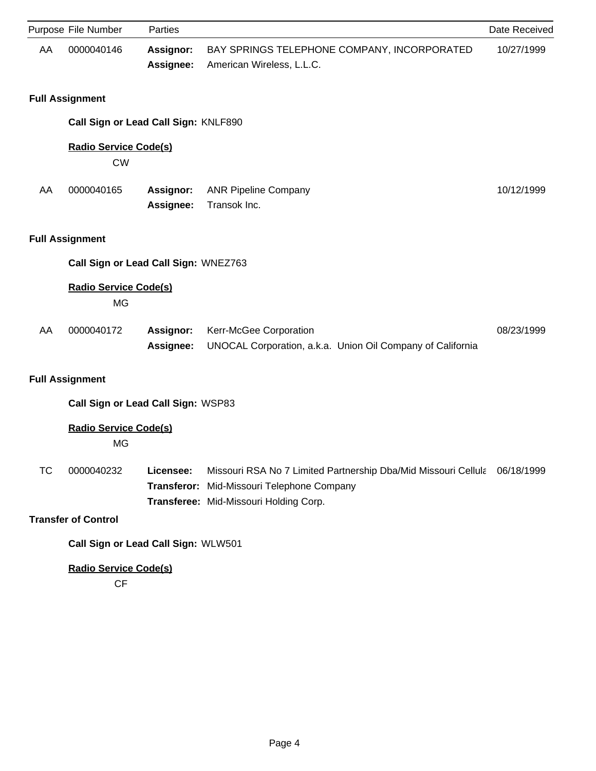| Purpose | File Number | Parties | | Date Received |
|---|---|---|---|---|
| AA | 0000040146 | **Assignor:** | BAY SPRINGS TELEPHONE COMPANY, INCORPORATED | 10/27/1999 |
| | | **Assignee:** | American Wireless, L.L.C. | |

**Full Assignment**

**Call Sign or Lead Call Sign:** KNLF890

**Radio Service Code(s)**

CW

| Purpose | File Number | Parties | | Date Received |
|---|---|---|---|---|
| AA | 0000040165 | **Assignor:** | ANR Pipeline Company | 10/12/1999 |
| | | **Assignee:** | Transok Inc. | |

**Full Assignment**

**Call Sign or Lead Call Sign:** WNEZ763

**Radio Service Code(s)**

MG

| Purpose | File Number | Parties | | Date Received |
|---|---|---|---|---|
| AA | 0000040172 | **Assignor:** | Kerr-McGee Corporation | 08/23/1999 |
| | | **Assignee:** | UNOCAL Corporation, a.k.a. Union Oil Company of California | |

**Full Assignment**

**Call Sign or Lead Call Sign:** WSP83

**Radio Service Code(s)**

MG

| Purpose | File Number | Parties | | Date Received |
|---|---|---|---|---|
| TC | 0000040232 | **Licensee:** | Missouri RSA No 7 Limited Partnership Dba/Mid Missouri Cellula | 06/18/1999 |
| | | **Transferor:** | Mid-Missouri Telephone Company | |
| | | **Transferee:** | Mid-Missouri Holding Corp. | |

**Transfer of Control**

**Call Sign or Lead Call Sign:** WLW501

**Radio Service Code(s)**

CF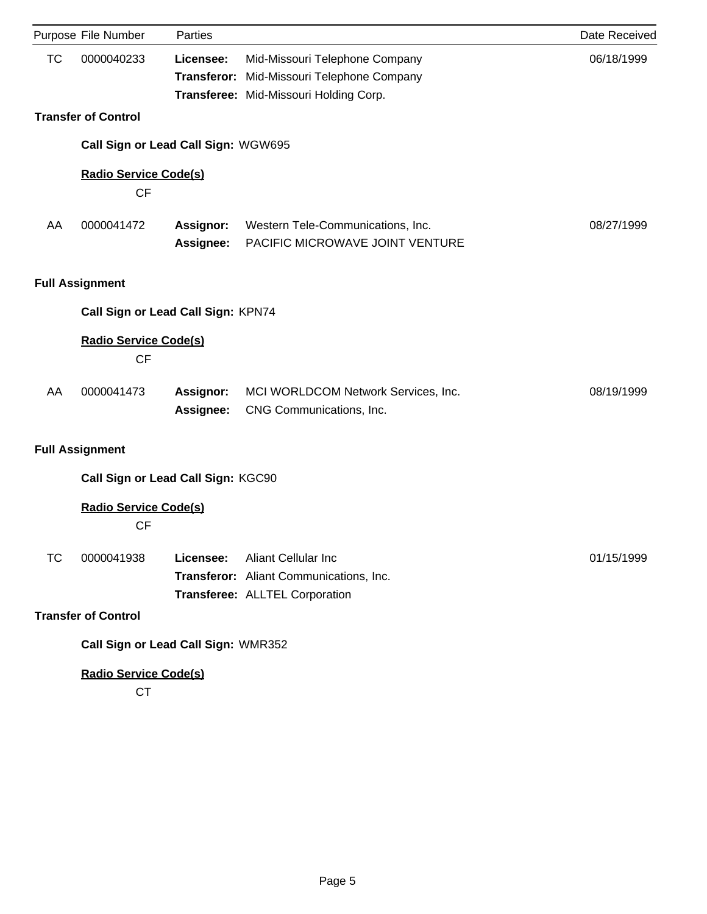| Purpose | File Number | Parties | | Date Received |
|---|---|---|---|---|
| TC | 0000040233 | **Licensee:** | Mid-Missouri Telephone Company | 06/18/1999 |
| | | **Transferor:** | Mid-Missouri Telephone Company | |
| | | **Transferee:** | Mid-Missouri Holding Corp. | |

**Transfer of Control**

**Call Sign or Lead Call Sign:** WGW695

**Radio Service Code(s)**

CF

| Purpose | File Number | Parties | | Date Received |
|---|---|---|---|---|
| AA | 0000041472 | **Assignor:** | Western Tele-Communications, Inc. | 08/27/1999 |
| | | **Assignee:** | PACIFIC MICROWAVE JOINT VENTURE | |

**Full Assignment**

**Call Sign or Lead Call Sign:** KPN74

**Radio Service Code(s)**

CF

| Purpose | File Number | Parties | | Date Received |
|---|---|---|---|---|
| AA | 0000041473 | **Assignor:** | MCI WORLDCOM Network Services, Inc. | 08/19/1999 |
| | | **Assignee:** | CNG Communications, Inc. | |

**Full Assignment**

**Call Sign or Lead Call Sign:** KGC90

**Radio Service Code(s)**

CF

| Purpose | File Number | Parties | | Date Received |
|---|---|---|---|---|
| TC | 0000041938 | **Licensee:** | Aliant Cellular Inc | 01/15/1999 |
| | | **Transferor:** | Aliant Communications, Inc. | |
| | | **Transferee:** | ALLTEL Corporation | |

**Transfer of Control**

**Call Sign or Lead Call Sign:** WMR352

**Radio Service Code(s)**

CT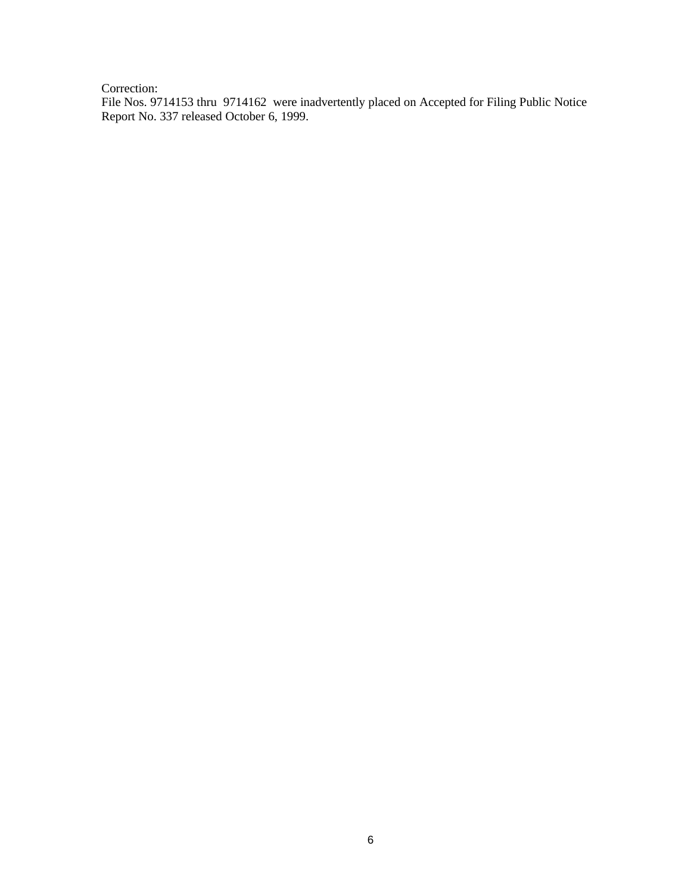Correction:
File Nos. 9714153 thru 9714162 were inadvertently placed on Accepted for Filing Public Notice Report No. 337 released October 6, 1999.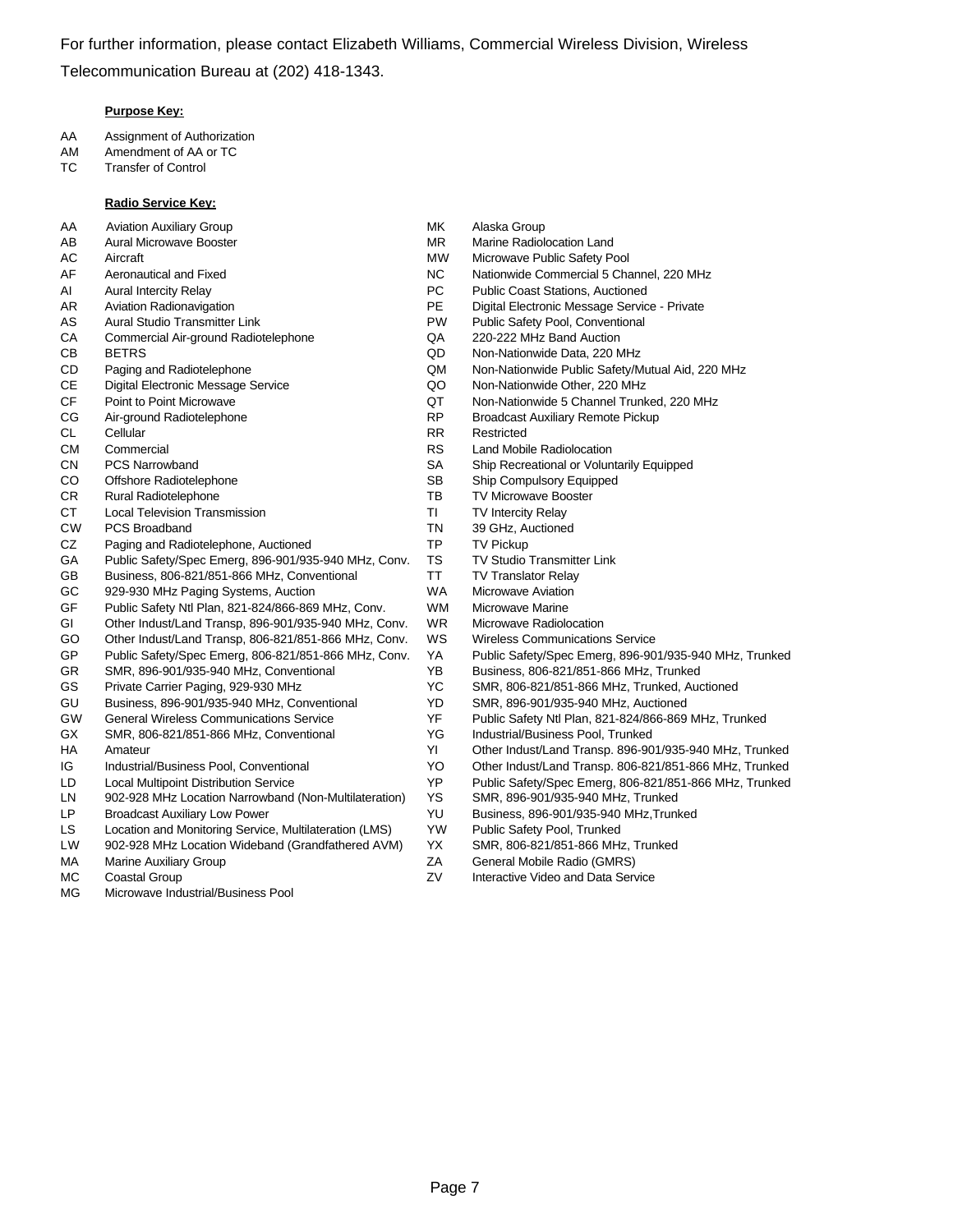For further information, please contact Elizabeth Williams, Commercial Wireless Division, Wireless Telecommunication Bureau at (202) 418-1343.

**Purpose Key:**

| | |
|---|---|
| AA | Assignment of Authorization |
| AM | Amendment of AA or TC |
| TC | Transfer of Control |

**Radio Service Key:**

| | |
|---|---|
| AA | Aviation Auxiliary Group |
| AB | Aural Microwave Booster |
| AC | Aircraft |
| AF | Aeronautical and Fixed |
| AI | Aural Intercity Relay |
| AR | Aviation Radionavigation |
| AS | Aural Studio Transmitter Link |
| CA | Commercial Air-ground Radiotelephone |
| CB | BETRS |
| CD | Paging and Radiotelephone |
| CE | Digital Electronic Message Service |
| CF | Point to Point Microwave |
| CG | Air-ground Radiotelephone |
| CL | Cellular |
| CM | Commercial |
| CN | PCS Narrowband |
| CO | Offshore Radiotelephone |
| CR | Rural Radiotelephone |
| CT | Local Television Transmission |
| CW | PCS Broadband |
| CZ | Paging and Radiotelephone, Auctioned |
| GA | Public Safety/Spec Emerg, 896-901/935-940 MHz, Conv. |
| GB | Business, 806-821/851-866 MHz, Conventional |
| GC | 929-930 MHz Paging Systems, Auction |
| GF | Public Safety Ntl Plan, 821-824/866-869 MHz, Conv. |
| GI | Other Indust/Land Transp, 896-901/935-940 MHz, Conv. |
| GO | Other Indust/Land Transp, 806-821/851-866 MHz, Conv. |
| GP | Public Safety/Spec Emerg, 806-821/851-866 MHz, Conv. |
| GR | SMR, 896-901/935-940 MHz, Conventional |
| GS | Private Carrier Paging, 929-930 MHz |
| GU | Business, 896-901/935-940 MHz, Conventional |
| GW | General Wireless Communications Service |
| GX | SMR, 806-821/851-866 MHz, Conventional |
| HA | Amateur |
| IG | Industrial/Business Pool, Conventional |
| LD | Local Multipoint Distribution Service |
| LN | 902-928 MHz Location Narrowband (Non-Multilateration) |
| LP | Broadcast Auxiliary Low Power |
| LS | Location and Monitoring Service, Multilateration (LMS) |
| LW | 902-928 MHz Location Wideband (Grandfathered AVM) |
| MA | Marine Auxiliary Group |
| MC | Coastal Group |
| MG | Microwave Industrial/Business Pool |
| MK | Alaska Group |
| MR | Marine Radiolocation Land |
| MW | Microwave Public Safety Pool |
| NC | Nationwide Commercial 5 Channel, 220 MHz |
| PC | Public Coast Stations, Auctioned |
| PE | Digital Electronic Message Service - Private |
| PW | Public Safety Pool, Conventional |
| QA | 220-222 MHz Band Auction |
| QD | Non-Nationwide Data, 220 MHz |
| QM | Non-Nationwide Public Safety/Mutual Aid, 220 MHz |
| QO | Non-Nationwide Other, 220 MHz |
| QT | Non-Nationwide 5 Channel Trunked, 220 MHz |
| RP | Broadcast Auxiliary Remote Pickup |
| RR | Restricted |
| RS | Land Mobile Radiolocation |
| SA | Ship Recreational or Voluntarily Equipped |
| SB | Ship Compulsory Equipped |
| TB | TV Microwave Booster |
| TI | TV Intercity Relay |
| TN | 39 GHz, Auctioned |
| TP | TV Pickup |
| TS | TV Studio Transmitter Link |
| TT | TV Translator Relay |
| WA | Microwave Aviation |
| WM | Microwave Marine |
| WR | Microwave Radiolocation |
| WS | Wireless Communications Service |
| YA | Public Safety/Spec Emerg, 896-901/935-940 MHz, Trunked |
| YB | Business, 806-821/851-866 MHz, Trunked |
| YC | SMR, 806-821/851-866 MHz, Trunked, Auctioned |
| YD | SMR, 896-901/935-940 MHz, Auctioned |
| YF | Public Safety Ntl Plan, 821-824/866-869 MHz, Trunked |
| YG | Industrial/Business Pool, Trunked |
| YI | Other Indust/Land Transp. 896-901/935-940 MHz, Trunked |
| YO | Other Indust/Land Transp. 806-821/851-866 MHz, Trunked |
| YP | Public Safety/Spec Emerg, 806-821/851-866 MHz, Trunked |
| YS | SMR, 896-901/935-940 MHz, Trunked |
| YU | Business, 896-901/935-940 MHz,Trunked |
| YW | Public Safety Pool, Trunked |
| YX | SMR, 806-821/851-866 MHz, Trunked |
| ZA | General Mobile Radio (GMRS) |
| ZV | Interactive Video and Data Service |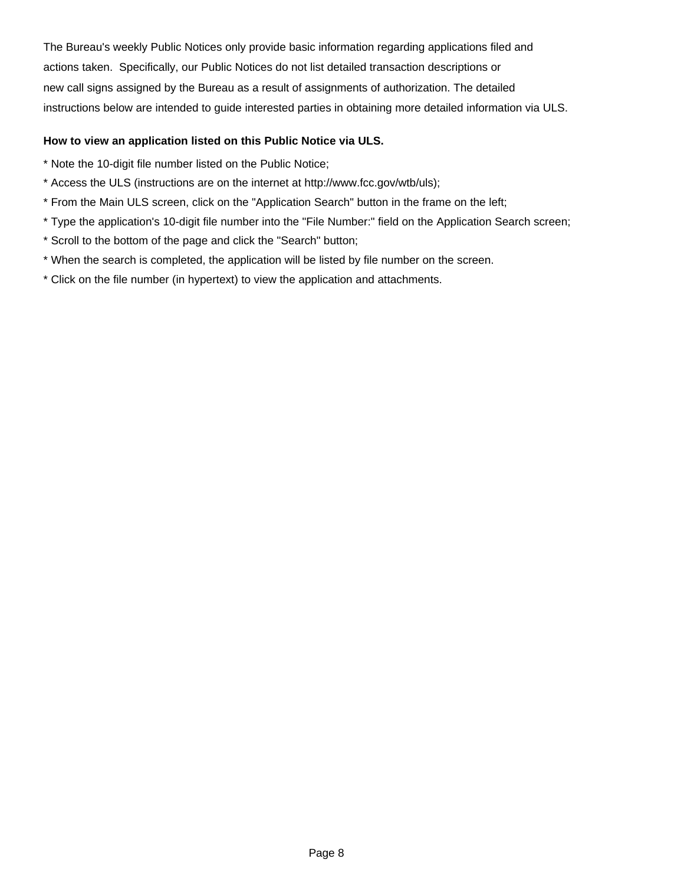The Bureau's weekly Public Notices only provide basic information regarding applications filed and actions taken. Specifically, our Public Notices do not list detailed transaction descriptions or new call signs assigned by the Bureau as a result of assignments of authorization. The detailed instructions below are intended to guide interested parties in obtaining more detailed information via ULS.

**How to view an application listed on this Public Notice via ULS.**

* Note the 10-digit file number listed on the Public Notice;
* Access the ULS (instructions are on the internet at http://www.fcc.gov/wtb/uls);
* From the Main ULS screen, click on the "Application Search" button in the frame on the left;
* Type the application's 10-digit file number into the "File Number:" field on the Application Search screen;
* Scroll to the bottom of the page and click the "Search" button;
* When the search is completed, the application will be listed by file number on the screen.
* Click on the file number (in hypertext) to view the application and attachments.